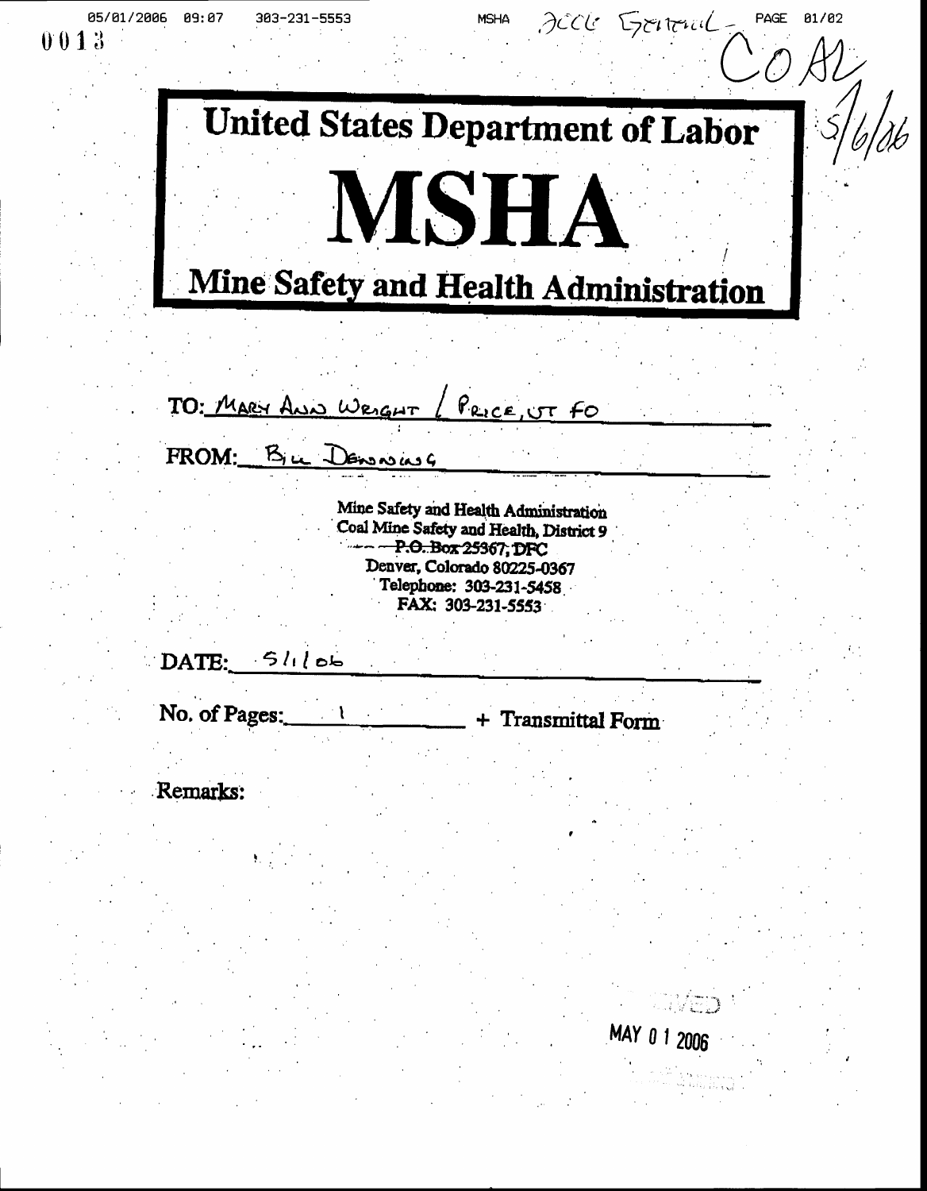0013

CO AL
5/6/06

# United States Department of Labor

# MSHA

## Mine Safety and Health Administration

TO: MARY ANN WRIGHT / PRICE, UT FO

FROM: BILL DENNING

Mine Safety and Health Administration
Coal Mine Safety and Health, District 9
~~P.O. Box 25367, DFC~~
Denver, Colorado 80225-0367
Telephone: 303-231-5458
FAX: 303-231-5553

DATE: 5/1/06

No. of Pages: 1 + Transmittal Form

Remarks:

MAY 01 2006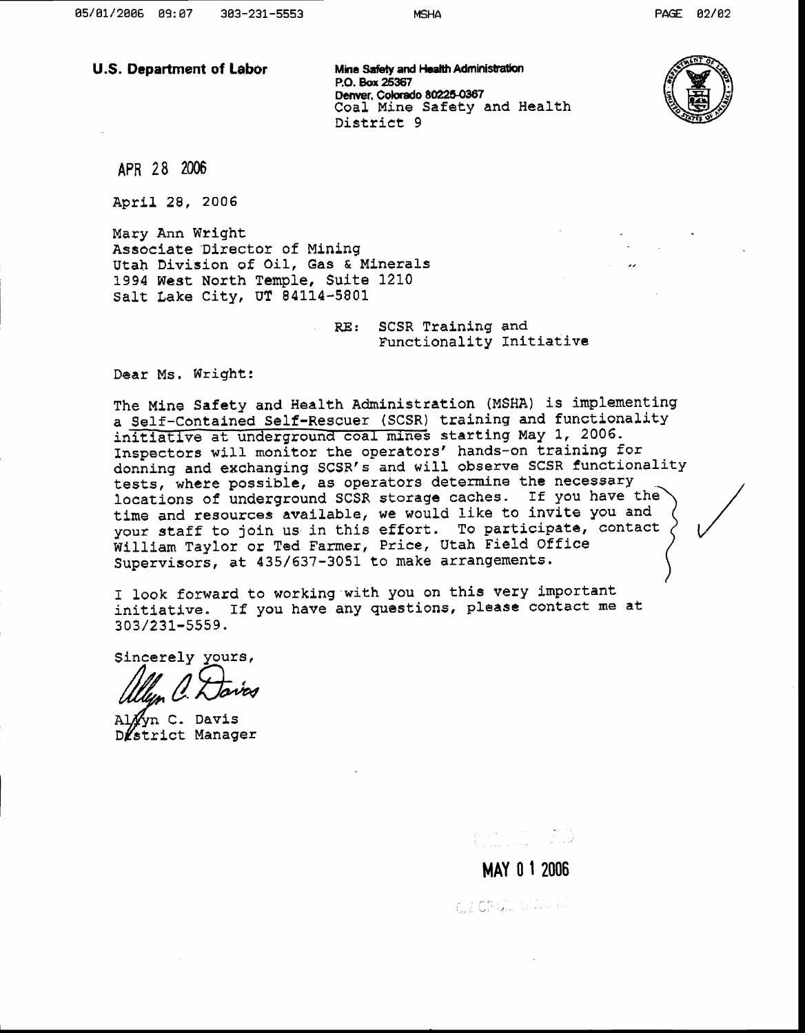**U.S. Department of Labor**

**Mine Safety and Health Administration**
**P.O. Box 25367**
**Denver, Colorado 80225-0367**
Coal Mine Safety and Health
District 9

APR 28 2006

April 28, 2006

Mary Ann Wright
Associate Director of Mining
Utah Division of Oil, Gas & Minerals
1994 West North Temple, Suite 1210
Salt Lake City, UT 84114-5801

RE: SCSR Training and Functionality Initiative

Dear Ms. Wright:

The Mine Safety and Health Administration (MSHA) is implementing a Self-Contained Self-Rescuer (SCSR) training and functionality initiative at underground coal mines starting May 1, 2006. Inspectors will monitor the operators' hands-on training for donning and exchanging SCSR's and will observe SCSR functionality tests, where possible, as operators determine the necessary locations of underground SCSR storage caches. If you have the time and resources available, we would like to invite you and your staff to join us in this effort. To participate, contact William Taylor or Ted Farmer, Price, Utah Field Office Supervisors, at 435/637-3051 to make arrangements.

I look forward to working with you on this very important initiative. If you have any questions, please contact me at 303/231-5559.

Sincerely yours,

Allyn C. Davis

Allyn C. Davis
District Manager

MAY 01 2006